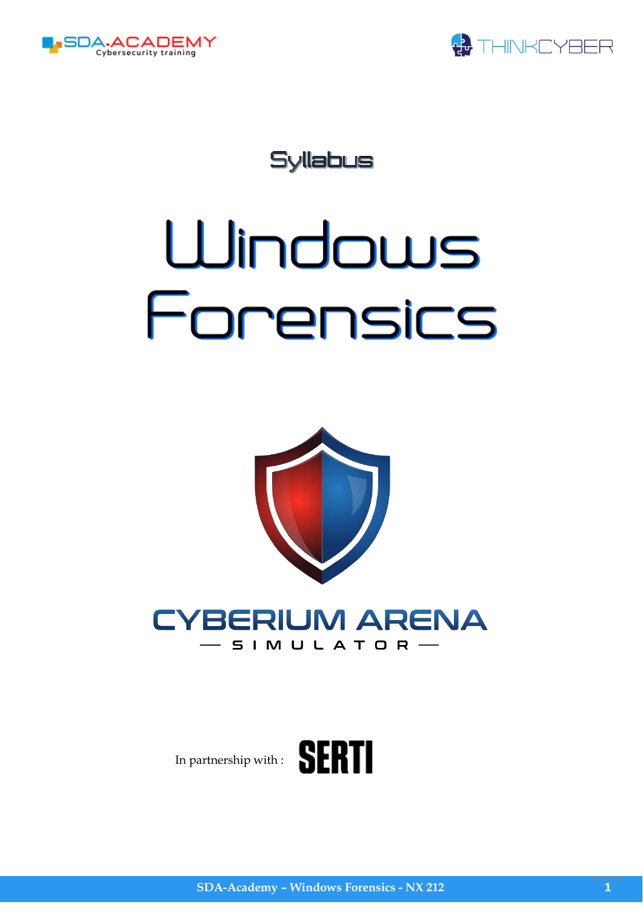SDA.ACADEMY Cybersecurity training

THINKCYBER

Syllabus

# Windows Forensics

CYBERIUM ARENA

— SIMULATOR —

In partnership with : SERTI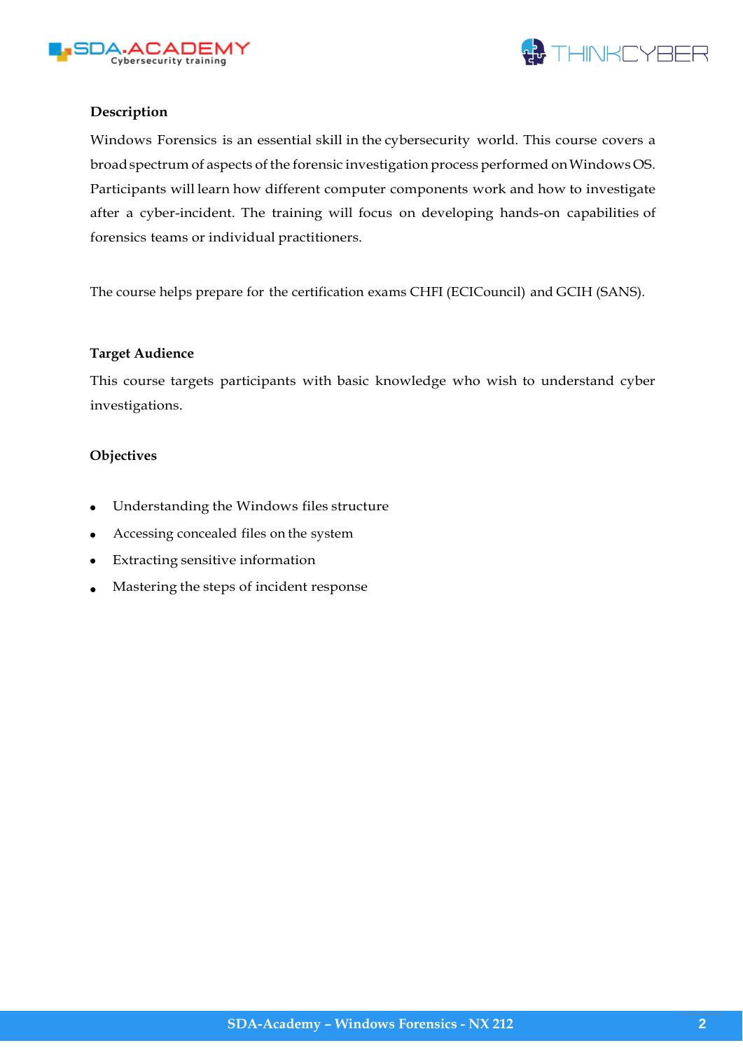## Description

Windows Forensics is an essential skill in the cybersecurity world. This course covers a broad spectrum of aspects of the forensic investigation process performed on Windows OS. Participants will learn how different computer components work and how to investigate after a cyber-incident. The training will focus on developing hands-on capabilities of forensics teams or individual practitioners.

The course helps prepare for the certification exams CHFI (ECICouncil) and GCIH (SANS).

## Target Audience

This course targets participants with basic knowledge who wish to understand cyber investigations.

## Objectives

- Understanding the Windows files structure
- Accessing concealed files on the system
- Extracting sensitive information
- Mastering the steps of incident response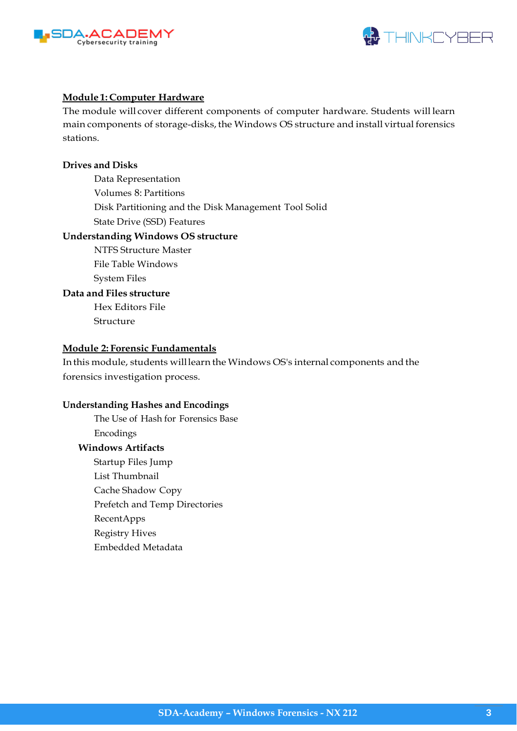## Module 1: Computer Hardware

The module will cover different components of computer hardware. Students will learn main components of storage-disks, the Windows OS structure and install virtual forensics stations.

**Drives and Disks**

- Data Representation
- Volumes 8: Partitions
- Disk Partitioning and the Disk Management Tool Solid
- State Drive (SSD) Features

**Understanding Windows OS structure**

- NTFS Structure Master
- File Table Windows
- System Files

**Data and Files structure**

- Hex Editors File
- Structure

## Module 2: Forensic Fundamentals

In this module, students will learn the Windows OS's internal components and the forensics investigation process.

**Understanding Hashes and Encodings**

- The Use of Hash for Forensics Base
- Encodings

**Windows Artifacts**

- Startup Files Jump
- List Thumbnail
- Cache Shadow Copy
- Prefetch and Temp Directories
- RecentApps
- Registry Hives
- Embedded Metadata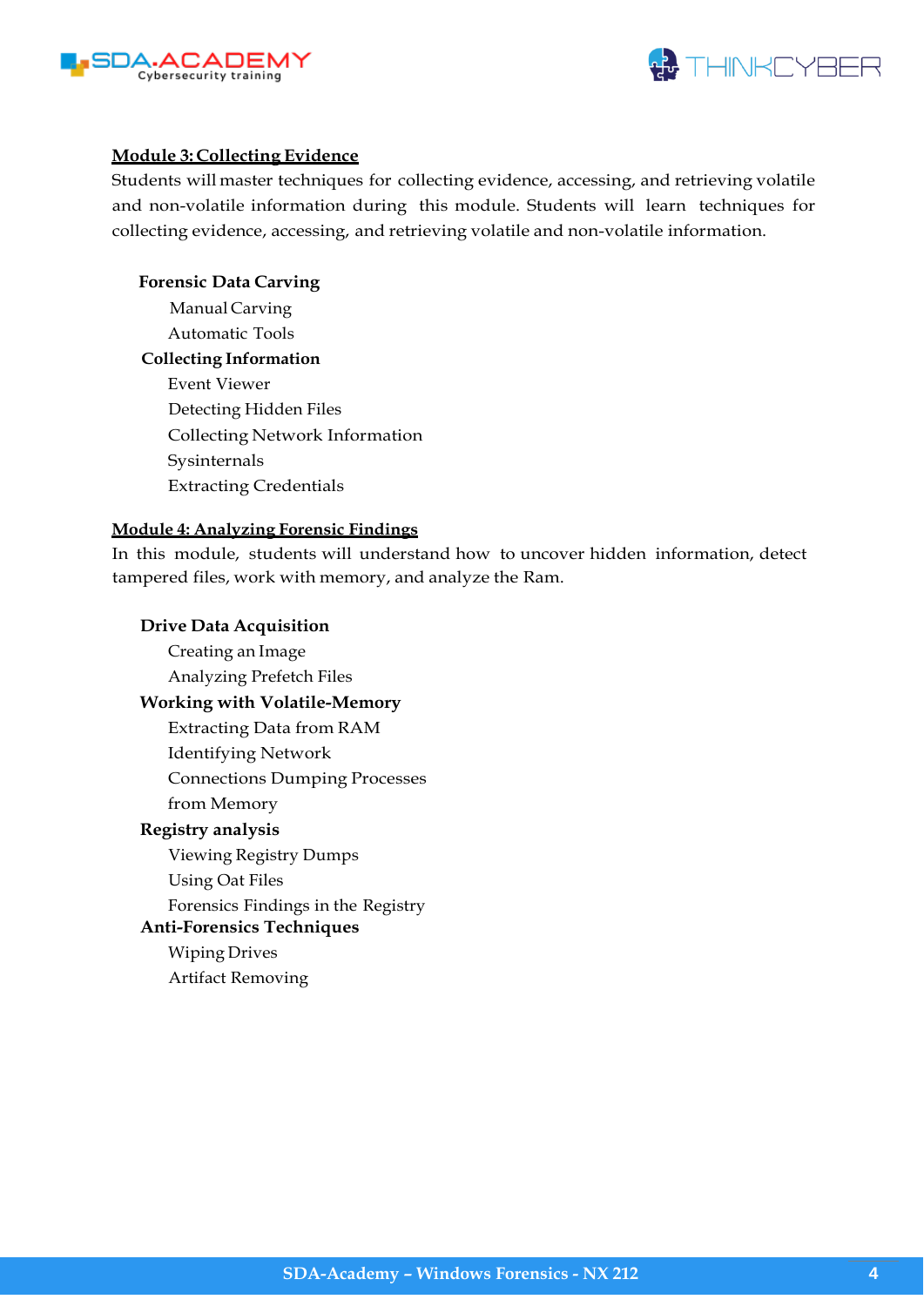## Module 3: Collecting Evidence

Students will master techniques for collecting evidence, accessing, and retrieving volatile and non-volatile information during this module. Students will learn techniques for collecting evidence, accessing, and retrieving volatile and non-volatile information.

**Forensic Data Carving**

- Manual Carving
- Automatic Tools

**Collecting Information**

- Event Viewer
- Detecting Hidden Files
- Collecting Network Information
- Sysinternals
- Extracting Credentials

## Module 4: Analyzing Forensic Findings

In this module, students will understand how to uncover hidden information, detect tampered files, work with memory, and analyze the Ram.

**Drive Data Acquisition**

- Creating an Image
- Analyzing Prefetch Files

**Working with Volatile-Memory**

- Extracting Data from RAM
- Identifying Network
- Connections Dumping Processes
- from Memory

**Registry analysis**

- Viewing Registry Dumps
- Using Oat Files
- Forensics Findings in the Registry

**Anti-Forensics Techniques**

- Wiping Drives
- Artifact Removing